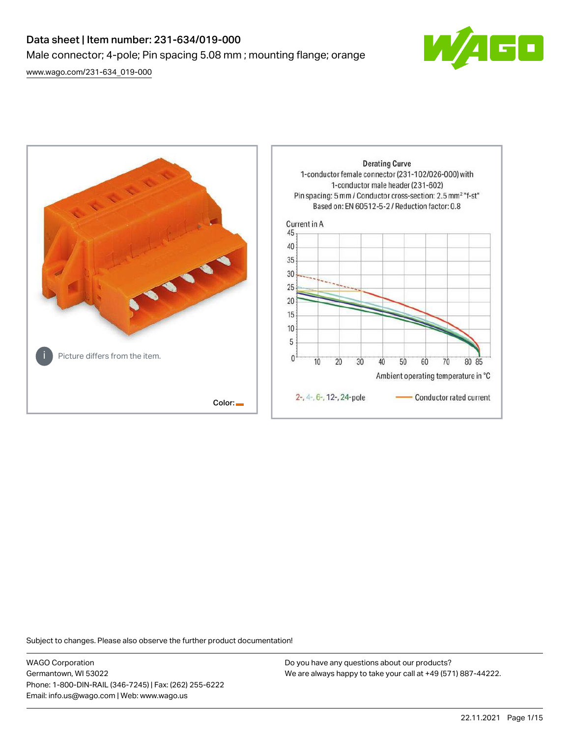# Data sheet | Item number: 231-634/019-000

Male connector; 4-pole; Pin spacing 5.08 mm ; mounting flange; orange

[www.wago.com/231-634_019-000](www.wago.com/231-634_019-000)

Picture differs from the item.

Color:

**Derating Curve**

1-conductor female connector (231-102/026-000) with 1-conductor male header (231-602)

Pin spacing: 5 mm / Conductor cross-section: 2.5 mm² "f-st"

Based on: EN 60512-5-2 / Reduction factor: 0.8

Current in A

Ambient operating temperature in °C

2-, 4-, 6-, 12-, 24-pole — Conductor rated current

Subject to changes. Please also observe the further product documentation!

WAGO Corporation
Germantown, WI 53022
Phone: 1-800-DIN-RAIL (346-7245) | Fax: (262) 255-6222
Email: info.us@wago.com | Web: www.wago.us

Do you have any questions about our products?
We are always happy to take your call at +49 (571) 887-44222.

22.11.2021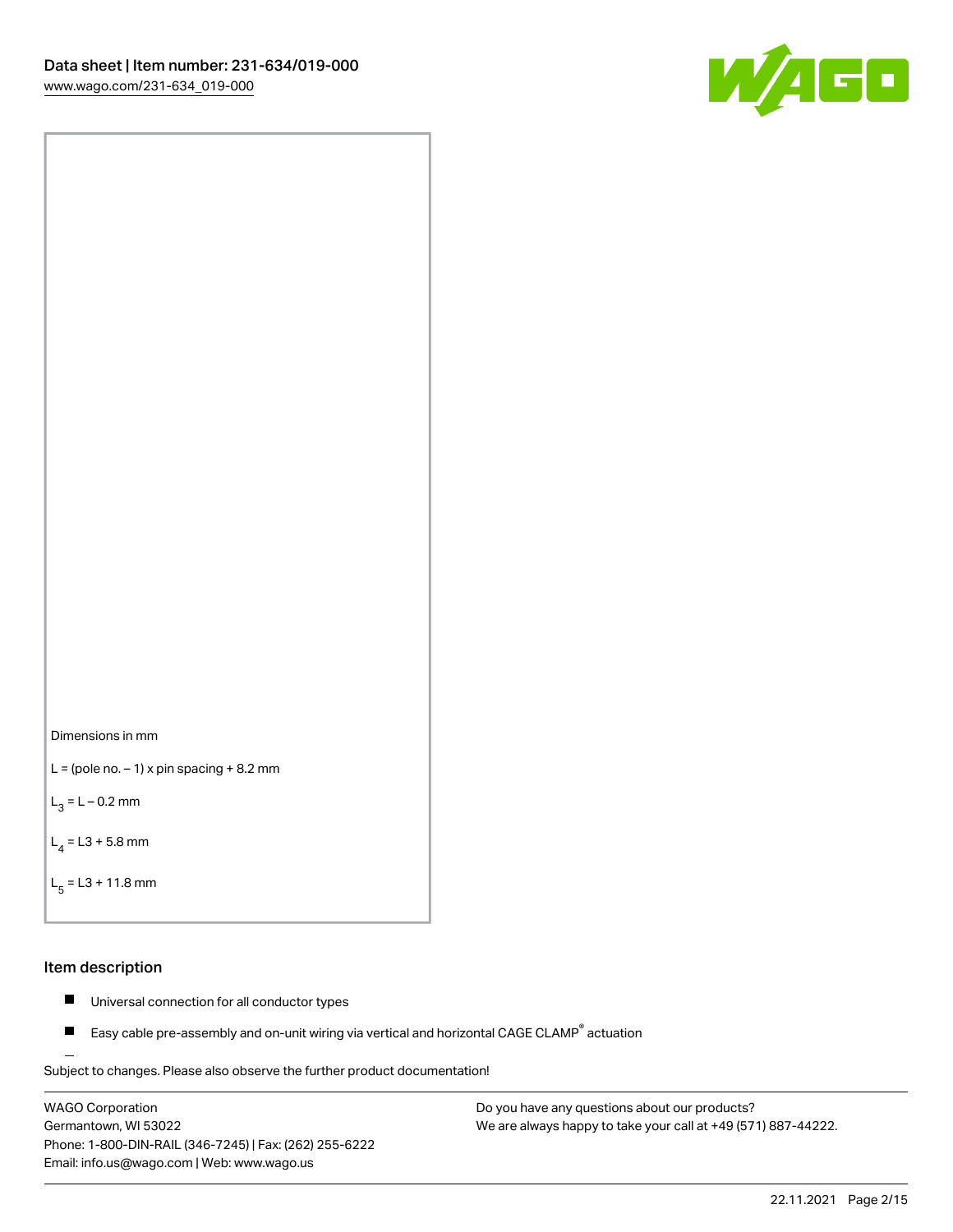Dimensions in mm

L = (pole no. – 1) x pin spacing + 8.2 mm

$L_3$ = L – 0.2 mm

$L_4$ = L3 + 5.8 mm

$L_5$ = L3 + 11.8 mm

## Item description

- Universal connection for all conductor types
- Easy cable pre-assembly and on-unit wiring via vertical and horizontal CAGE CLAMP® actuation

Subject to changes. Please also observe the further product documentation!

WAGO Corporation
Germantown, WI 53022
Phone: 1-800-DIN-RAIL (346-7245) | Fax: (262) 255-6222
Email: info.us@wago.com | Web: www.wago.us

Do you have any questions about our products?
We are always happy to take your call at +49 (571) 887-44222.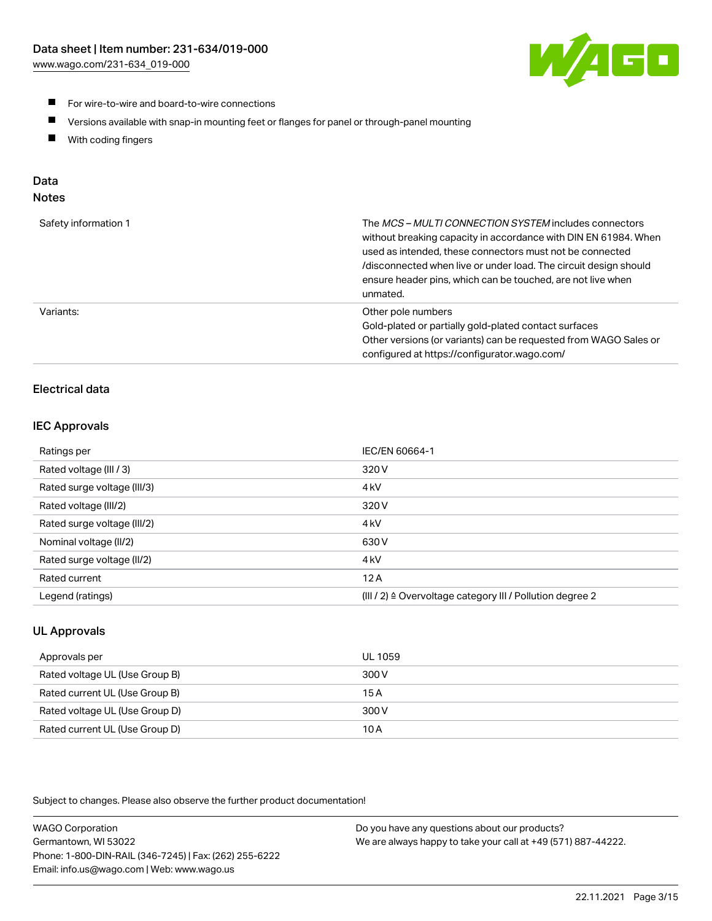- For wire-to-wire and board-to-wire connections
- Versions available with snap-in mounting feet or flanges for panel or through-panel mounting
- With coding fingers

## Data

### Notes

| | |
|---|---|
| Safety information 1 | The *MCS – MULTI CONNECTION SYSTEM* includes connectors without breaking capacity in accordance with DIN EN 61984. When used as intended, these connectors must not be connected /disconnected when live or under load. The circuit design should ensure header pins, which can be touched, are not live when unmated. |
| Variants: | Other pole numbers<br>Gold-plated or partially gold-plated contact surfaces<br>Other versions (or variants) can be requested from WAGO Sales or configured at https://configurator.wago.com/ |

### Electrical data

#### IEC Approvals

| | |
|---|---|
| Ratings per | IEC/EN 60664-1 |
| Rated voltage (III / 3) | 320 V |
| Rated surge voltage (III/3) | 4 kV |
| Rated voltage (III/2) | 320 V |
| Rated surge voltage (III/2) | 4 kV |
| Nominal voltage (II/2) | 630 V |
| Rated surge voltage (II/2) | 4 kV |
| Rated current | 12 A |
| Legend (ratings) | (III / 2) ≙ Overvoltage category III / Pollution degree 2 |

#### UL Approvals

| | |
|---|---|
| Approvals per | UL 1059 |
| Rated voltage UL (Use Group B) | 300 V |
| Rated current UL (Use Group B) | 15 A |
| Rated voltage UL (Use Group D) | 300 V |
| Rated current UL (Use Group D) | 10 A |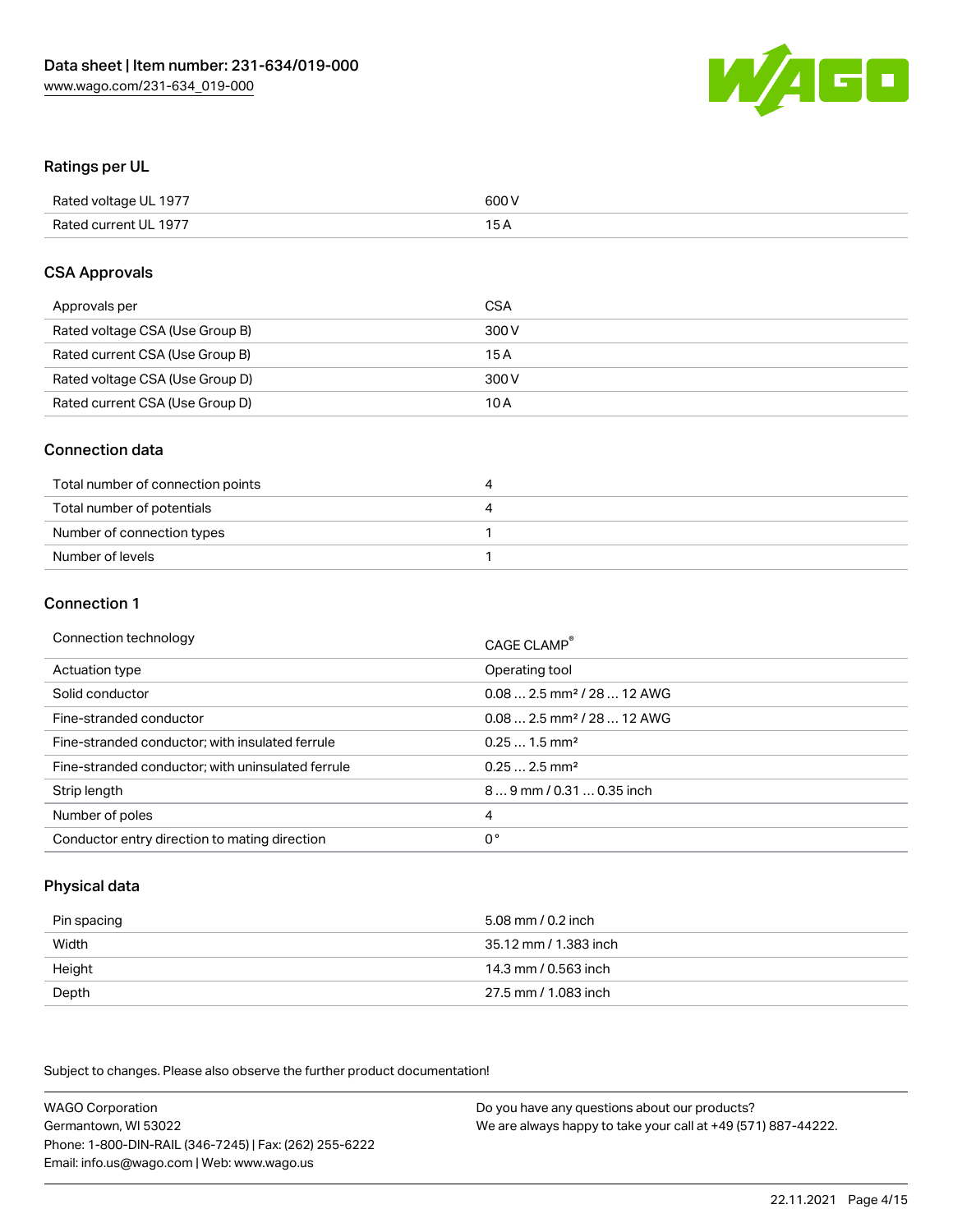## Ratings per UL

| | |
|---|---|
| Rated voltage UL 1977 | 600 V |
| Rated current UL 1977 | 15 A |

## CSA Approvals

| | |
|---|---|
| Approvals per | CSA |
| Rated voltage CSA (Use Group B) | 300 V |
| Rated current CSA (Use Group B) | 15 A |
| Rated voltage CSA (Use Group D) | 300 V |
| Rated current CSA (Use Group D) | 10 A |

## Connection data

| | |
|---|---|
| Total number of connection points | 4 |
| Total number of potentials | 4 |
| Number of connection types | 1 |
| Number of levels | 1 |

## Connection 1

| | |
|---|---|
| Connection technology | CAGE CLAMP® |
| Actuation type | Operating tool |
| Solid conductor | 0.08 … 2.5 mm² / 28 … 12 AWG |
| Fine-stranded conductor | 0.08 … 2.5 mm² / 28 … 12 AWG |
| Fine-stranded conductor; with insulated ferrule | 0.25 … 1.5 mm² |
| Fine-stranded conductor; with uninsulated ferrule | 0.25 … 2.5 mm² |
| Strip length | 8 … 9 mm / 0.31 … 0.35 inch |
| Number of poles | 4 |
| Conductor entry direction to mating direction | 0 ° |

## Physical data

| | |
|---|---|
| Pin spacing | 5.08 mm / 0.2 inch |
| Width | 35.12 mm / 1.383 inch |
| Height | 14.3 mm / 0.563 inch |
| Depth | 27.5 mm / 1.083 inch |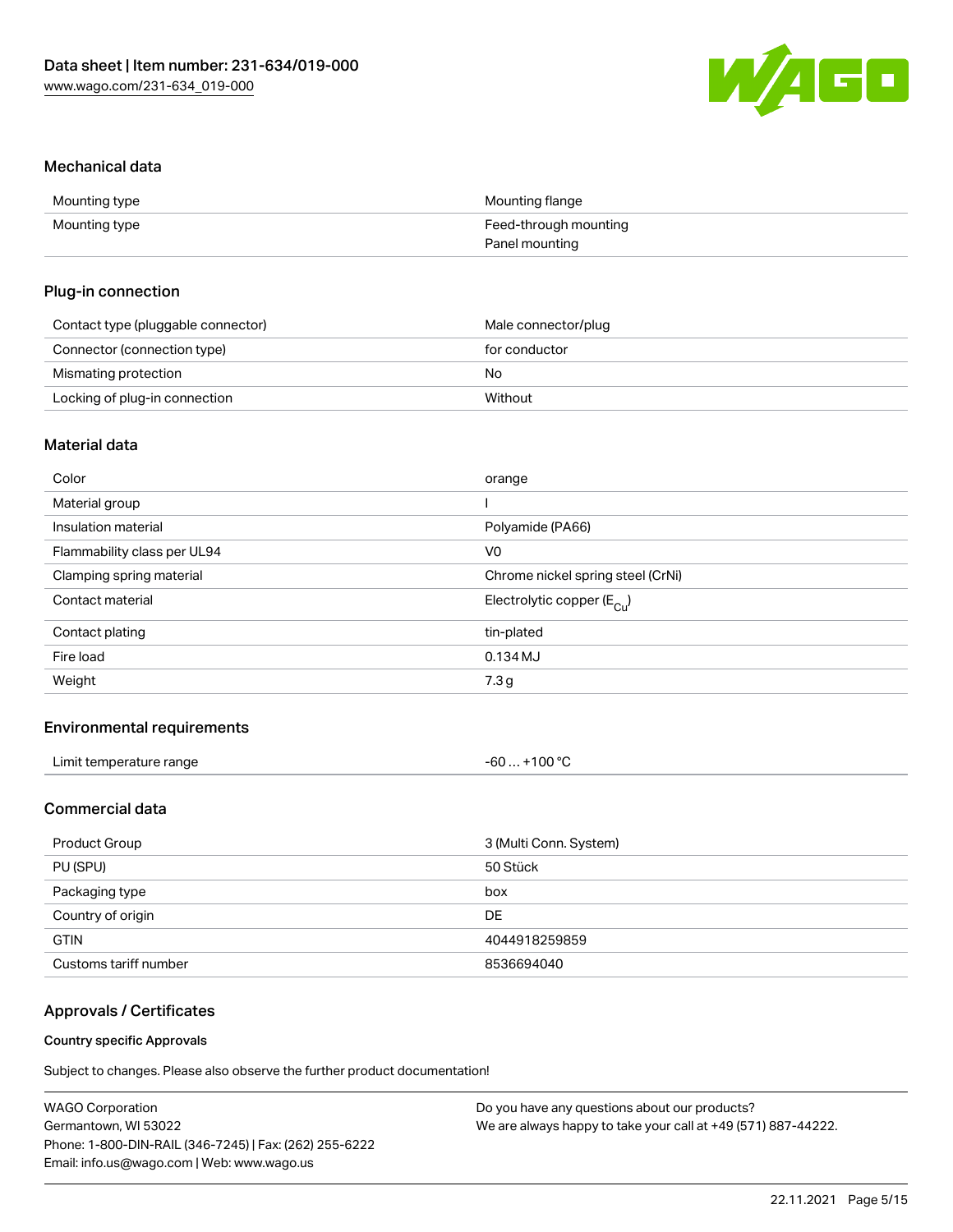## Mechanical data

| | |
|---|---|
| Mounting type | Mounting flange |
| Mounting type | Feed-through mounting<br>Panel mounting |

## Plug-in connection

| | |
|---|---|
| Contact type (pluggable connector) | Male connector/plug |
| Connector (connection type) | for conductor |
| Mismating protection | No |
| Locking of plug-in connection | Without |

## Material data

| | |
|---|---|
| Color | orange |
| Material group | I |
| Insulation material | Polyamide (PA66) |
| Flammability class per UL94 | V0 |
| Clamping spring material | Chrome nickel spring steel (CrNi) |
| Contact material | Electrolytic copper ($E_{Cu}$) |
| Contact plating | tin-plated |
| Fire load | 0.134 MJ |
| Weight | 7.3 g |

## Environmental requirements

| | |
|---|---|
| Limit temperature range | -60 … +100 °C |

## Commercial data

| | |
|---|---|
| Product Group | 3 (Multi Conn. System) |
| PU (SPU) | 50 Stück |
| Packaging type | box |
| Country of origin | DE |
| GTIN | 4044918259859 |
| Customs tariff number | 8536694040 |

## Approvals / Certificates

### Country specific Approvals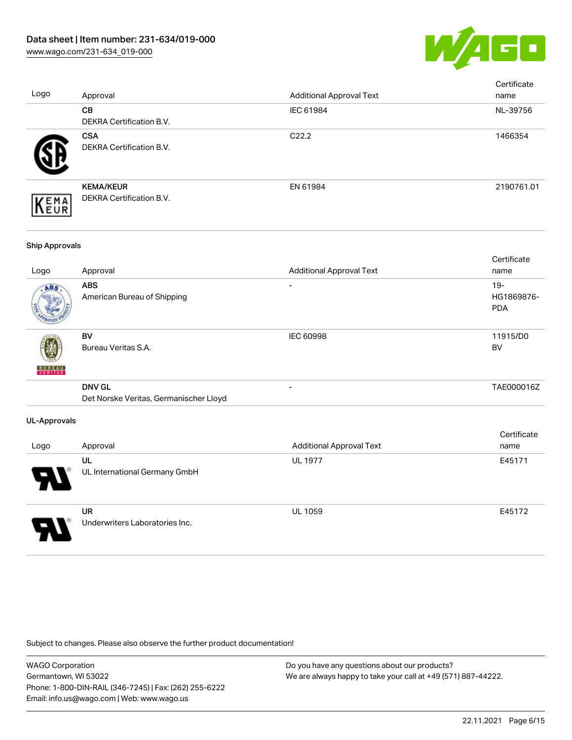| Logo | Approval | Additional Approval Text | Certificate name |
|---|---|---|---|
| | **CB** DEKRA Certification B.V. | IEC 61984 | NL-39756 |
| | **CSA** DEKRA Certification B.V. | C22.2 | 1466354 |
| | **KEMA/KEUR** DEKRA Certification B.V. | EN 61984 | 2190761.01 |

### Ship Approvals

| Logo | Approval | Additional Approval Text | Certificate name |
|---|---|---|---|
| | **ABS** American Bureau of Shipping | - | 19-HG1869876-PDA |
| | **BV** Bureau Veritas S.A. | IEC 60998 | 11915/D0 BV |
| | **DNV GL** Det Norske Veritas, Germanischer Lloyd | - | TAE000016Z |

### UL-Approvals

| Logo | Approval | Additional Approval Text | Certificate name |
|---|---|---|---|
| | **UL** UL International Germany GmbH | UL 1977 | E45171 |
| | **UR** Underwriters Laboratories Inc. | UL 1059 | E45172 |

Subject to changes. Please also observe the further product documentation!

WAGO Corporation
Germantown, WI 53022
Phone: 1-800-DIN-RAIL (346-7245) | Fax: (262) 255-6222
Email: info.us@wago.com | Web: www.wago.us

Do you have any questions about our products?
We are always happy to take your call at +49 (571) 887-44222.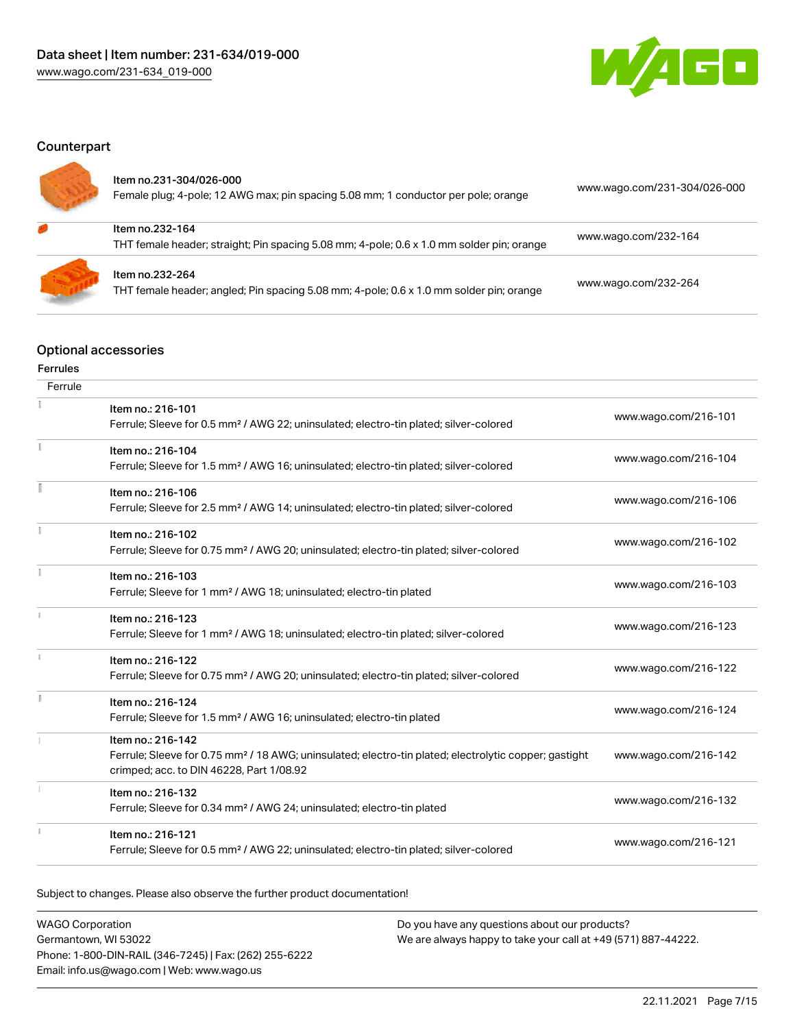## Counterpart

| | | |
|---|---|---|
| Item no.231-304/026-000<br>Female plug; 4-pole; 12 AWG max; pin spacing 5.08 mm; 1 conductor per pole; orange | www.wago.com/231-304/026-000 |
| Item no.232-164<br>THT female header; straight; Pin spacing 5.08 mm; 4-pole; 0.6 x 1.0 mm solder pin; orange | www.wago.com/232-164 |
| Item no.232-264<br>THT female header; angled; Pin spacing 5.08 mm; 4-pole; 0.6 x 1.0 mm solder pin; orange | www.wago.com/232-264 |

## Optional accessories

### Ferrules

| Ferrule | |
|---|---|
| Item no.: 216-101<br>Ferrule; Sleeve for 0.5 mm² / AWG 22; uninsulated; electro-tin plated; silver-colored | www.wago.com/216-101 |
| Item no.: 216-104<br>Ferrule; Sleeve for 1.5 mm² / AWG 16; uninsulated; electro-tin plated; silver-colored | www.wago.com/216-104 |
| Item no.: 216-106<br>Ferrule; Sleeve for 2.5 mm² / AWG 14; uninsulated; electro-tin plated; silver-colored | www.wago.com/216-106 |
| Item no.: 216-102<br>Ferrule; Sleeve for 0.75 mm² / AWG 20; uninsulated; electro-tin plated; silver-colored | www.wago.com/216-102 |
| Item no.: 216-103<br>Ferrule; Sleeve for 1 mm² / AWG 18; uninsulated; electro-tin plated | www.wago.com/216-103 |
| Item no.: 216-123<br>Ferrule; Sleeve for 1 mm² / AWG 18; uninsulated; electro-tin plated; silver-colored | www.wago.com/216-123 |
| Item no.: 216-122<br>Ferrule; Sleeve for 0.75 mm² / AWG 20; uninsulated; electro-tin plated; silver-colored | www.wago.com/216-122 |
| Item no.: 216-124<br>Ferrule; Sleeve for 1.5 mm² / AWG 16; uninsulated; electro-tin plated | www.wago.com/216-124 |
| Item no.: 216-142<br>Ferrule; Sleeve for 0.75 mm² / 18 AWG; uninsulated; electro-tin plated; electrolytic copper; gastight crimped; acc. to DIN 46228, Part 1/08.92 | www.wago.com/216-142 |
| Item no.: 216-132<br>Ferrule; Sleeve for 0.34 mm² / AWG 24; uninsulated; electro-tin plated | www.wago.com/216-132 |
| Item no.: 216-121<br>Ferrule; Sleeve for 0.5 mm² / AWG 22; uninsulated; electro-tin plated; silver-colored | www.wago.com/216-121 |

Subject to changes. Please also observe the further product documentation!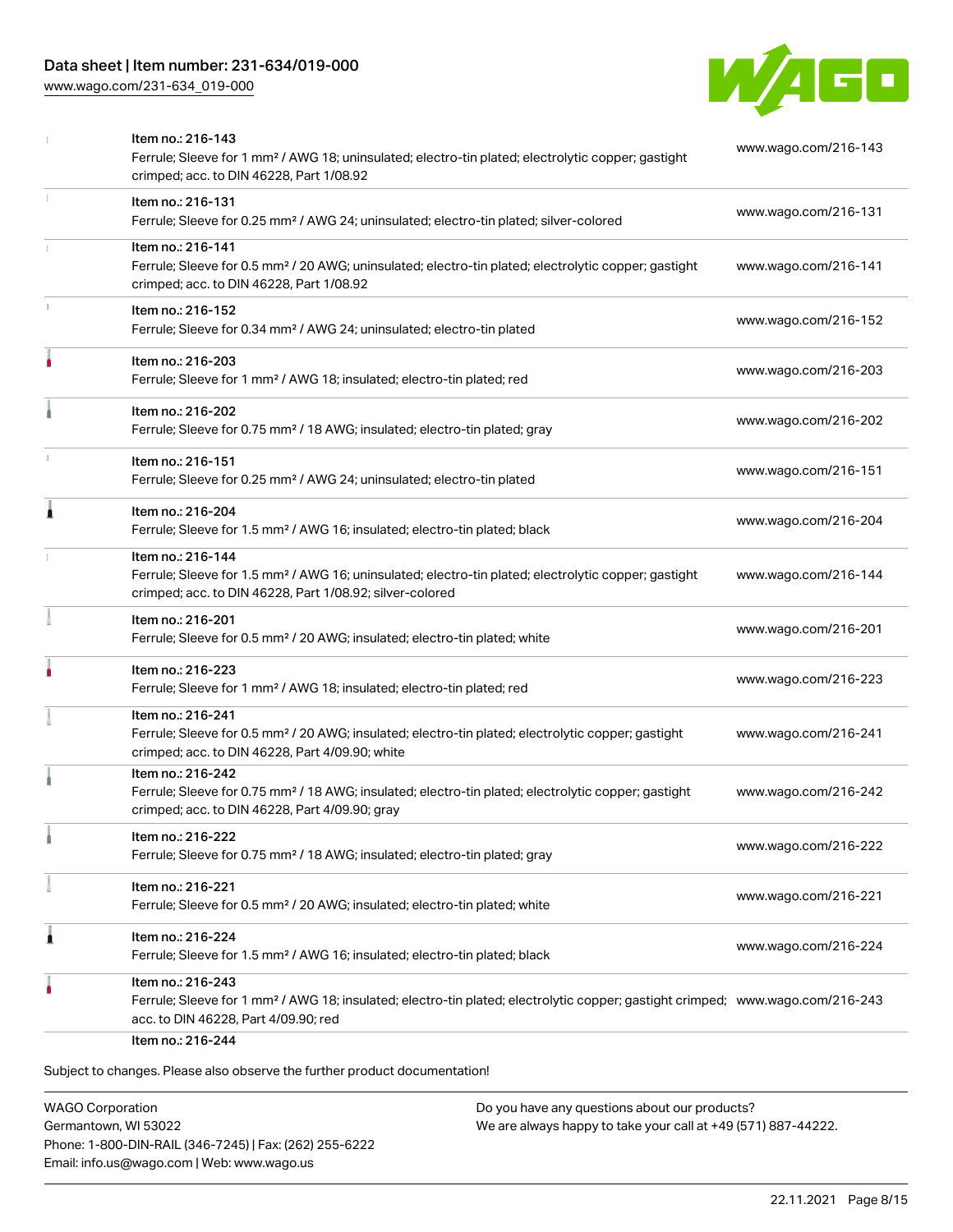| Item | URL |
| --- | --- |
| Item no.: 216-143<br>Ferrule; Sleeve for 1 mm² / AWG 18; uninsulated; electro-tin plated; electrolytic copper; gastight crimped; acc. to DIN 46228, Part 1/08.92 | www.wago.com/216-143 |
| Item no.: 216-131<br>Ferrule; Sleeve for 0.25 mm² / AWG 24; uninsulated; electro-tin plated; silver-colored | www.wago.com/216-131 |
| Item no.: 216-141<br>Ferrule; Sleeve for 0.5 mm² / 20 AWG; uninsulated; electro-tin plated; electrolytic copper; gastight crimped; acc. to DIN 46228, Part 1/08.92 | www.wago.com/216-141 |
| Item no.: 216-152<br>Ferrule; Sleeve for 0.34 mm² / AWG 24; uninsulated; electro-tin plated | www.wago.com/216-152 |
| Item no.: 216-203<br>Ferrule; Sleeve for 1 mm² / AWG 18; insulated; electro-tin plated; red | www.wago.com/216-203 |
| Item no.: 216-202<br>Ferrule; Sleeve for 0.75 mm² / 18 AWG; insulated; electro-tin plated; gray | www.wago.com/216-202 |
| Item no.: 216-151<br>Ferrule; Sleeve for 0.25 mm² / AWG 24; uninsulated; electro-tin plated | www.wago.com/216-151 |
| Item no.: 216-204<br>Ferrule; Sleeve for 1.5 mm² / AWG 16; insulated; electro-tin plated; black | www.wago.com/216-204 |
| Item no.: 216-144<br>Ferrule; Sleeve for 1.5 mm² / AWG 16; uninsulated; electro-tin plated; electrolytic copper; gastight crimped; acc. to DIN 46228, Part 1/08.92; silver-colored | www.wago.com/216-144 |
| Item no.: 216-201<br>Ferrule; Sleeve for 0.5 mm² / 20 AWG; insulated; electro-tin plated; white | www.wago.com/216-201 |
| Item no.: 216-223<br>Ferrule; Sleeve for 1 mm² / AWG 18; insulated; electro-tin plated; red | www.wago.com/216-223 |
| Item no.: 216-241<br>Ferrule; Sleeve for 0.5 mm² / 20 AWG; insulated; electro-tin plated; electrolytic copper; gastight crimped; acc. to DIN 46228, Part 4/09.90; white | www.wago.com/216-241 |
| Item no.: 216-242<br>Ferrule; Sleeve for 0.75 mm² / 18 AWG; insulated; electro-tin plated; electrolytic copper; gastight crimped; acc. to DIN 46228, Part 4/09.90; gray | www.wago.com/216-242 |
| Item no.: 216-222<br>Ferrule; Sleeve for 0.75 mm² / 18 AWG; insulated; electro-tin plated; gray | www.wago.com/216-222 |
| Item no.: 216-221<br>Ferrule; Sleeve for 0.5 mm² / 20 AWG; insulated; electro-tin plated; white | www.wago.com/216-221 |
| Item no.: 216-224<br>Ferrule; Sleeve for 1.5 mm² / AWG 16; insulated; electro-tin plated; black | www.wago.com/216-224 |
| Item no.: 216-243<br>Ferrule; Sleeve for 1 mm² / AWG 18; insulated; electro-tin plated; electrolytic copper; gastight crimped; acc. to DIN 46228, Part 4/09.90; red | www.wago.com/216-243 |
| Item no.: 216-244 | |

Subject to changes. Please also observe the further product documentation!

WAGO Corporation
Germantown, WI 53022
Phone: 1-800-DIN-RAIL (346-7245) | Fax: (262) 255-6222
Email: info.us@wago.com | Web: www.wago.us

Do you have any questions about our products?
We are always happy to take your call at +49 (571) 887-44222.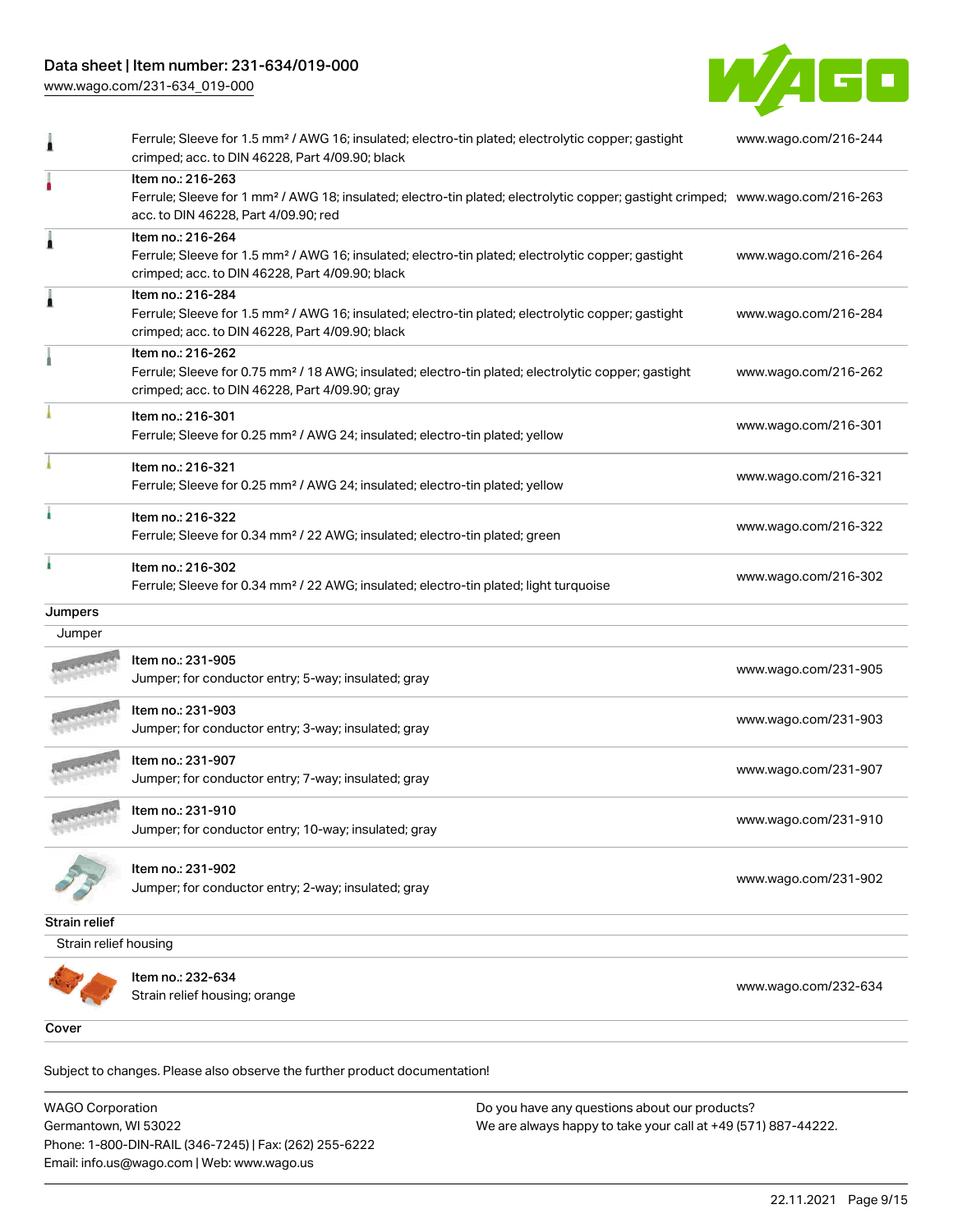| | | |
|---|---|---|
| | Ferrule; Sleeve for 1.5 mm² / AWG 16; insulated; electro-tin plated; electrolytic copper; gastight crimped; acc. to DIN 46228, Part 4/09.90; black | www.wago.com/216-244 |
| | Item no.: 216-263<br>Ferrule; Sleeve for 1 mm² / AWG 18; insulated; electro-tin plated; electrolytic copper; gastight crimped; acc. to DIN 46228, Part 4/09.90; red | www.wago.com/216-263 |
| | Item no.: 216-264<br>Ferrule; Sleeve for 1.5 mm² / AWG 16; insulated; electro-tin plated; electrolytic copper; gastight crimped; acc. to DIN 46228, Part 4/09.90; black | www.wago.com/216-264 |
| | Item no.: 216-284<br>Ferrule; Sleeve for 1.5 mm² / AWG 16; insulated; electro-tin plated; electrolytic copper; gastight crimped; acc. to DIN 46228, Part 4/09.90; black | www.wago.com/216-284 |
| | Item no.: 216-262<br>Ferrule; Sleeve for 0.75 mm² / 18 AWG; insulated; electro-tin plated; electrolytic copper; gastight crimped; acc. to DIN 46228, Part 4/09.90; gray | www.wago.com/216-262 |
| | Item no.: 216-301<br>Ferrule; Sleeve for 0.25 mm² / AWG 24; insulated; electro-tin plated; yellow | www.wago.com/216-301 |
| | Item no.: 216-321<br>Ferrule; Sleeve for 0.25 mm² / AWG 24; insulated; electro-tin plated; yellow | www.wago.com/216-321 |
| | Item no.: 216-322<br>Ferrule; Sleeve for 0.34 mm² / 22 AWG; insulated; electro-tin plated; green | www.wago.com/216-322 |
| | Item no.: 216-302<br>Ferrule; Sleeve for 0.34 mm² / 22 AWG; insulated; electro-tin plated; light turquoise | www.wago.com/216-302 |

**Jumpers**

Jumper

| | | |
|---|---|---|
| | Item no.: 231-905<br>Jumper; for conductor entry; 5-way; insulated; gray | www.wago.com/231-905 |
| | Item no.: 231-903<br>Jumper; for conductor entry; 3-way; insulated; gray | www.wago.com/231-903 |
| | Item no.: 231-907<br>Jumper; for conductor entry; 7-way; insulated; gray | www.wago.com/231-907 |
| | Item no.: 231-910<br>Jumper; for conductor entry; 10-way; insulated; gray | www.wago.com/231-910 |
| | Item no.: 231-902<br>Jumper; for conductor entry; 2-way; insulated; gray | www.wago.com/231-902 |

**Strain relief**

Strain relief housing

| | | |
|---|---|---|
| | Item no.: 232-634<br>Strain relief housing; orange | www.wago.com/232-634 |

**Cover**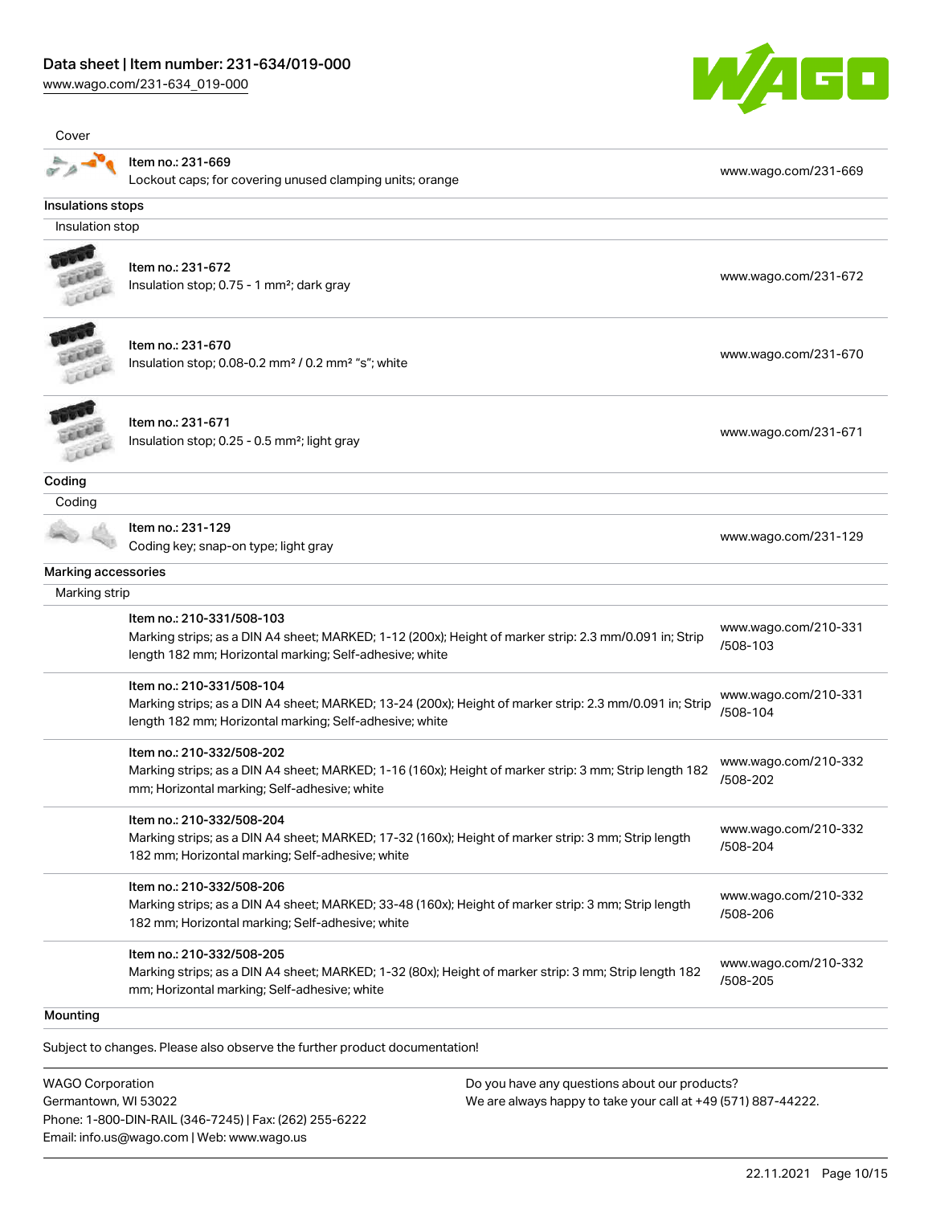Cover

| | | |
|---|---|---|
| | Item no.: 231-669<br>Lockout caps; for covering unused clamping units; orange | www.wago.com/231-669 |

Insulations stops

Insulation stop

| | | |
|---|---|---|
| | Item no.: 231-672<br>Insulation stop; 0.75 - 1 mm²; dark gray | www.wago.com/231-672 |
| | Item no.: 231-670<br>Insulation stop; 0.08-0.2 mm² / 0.2 mm² "s"; white | www.wago.com/231-670 |
| | Item no.: 231-671<br>Insulation stop; 0.25 - 0.5 mm²; light gray | www.wago.com/231-671 |

Coding

Coding

| | | |
|---|---|---|
| | Item no.: 231-129<br>Coding key; snap-on type; light gray | www.wago.com/231-129 |

Marking accessories

Marking strip

| | | |
|---|---|---|
| | Item no.: 210-331/508-103<br>Marking strips; as a DIN A4 sheet; MARKED; 1-12 (200x); Height of marker strip: 2.3 mm/0.091 in; Strip length 182 mm; Horizontal marking; Self-adhesive; white | www.wago.com/210-331/508-103 |
| | Item no.: 210-331/508-104<br>Marking strips; as a DIN A4 sheet; MARKED; 13-24 (200x); Height of marker strip: 2.3 mm/0.091 in; Strip length 182 mm; Horizontal marking; Self-adhesive; white | www.wago.com/210-331/508-104 |
| | Item no.: 210-332/508-202<br>Marking strips; as a DIN A4 sheet; MARKED; 1-16 (160x); Height of marker strip: 3 mm; Strip length 182 mm; Horizontal marking; Self-adhesive; white | www.wago.com/210-332/508-202 |
| | Item no.: 210-332/508-204<br>Marking strips; as a DIN A4 sheet; MARKED; 17-32 (160x); Height of marker strip: 3 mm; Strip length 182 mm; Horizontal marking; Self-adhesive; white | www.wago.com/210-332/508-204 |
| | Item no.: 210-332/508-206<br>Marking strips; as a DIN A4 sheet; MARKED; 33-48 (160x); Height of marker strip: 3 mm; Strip length 182 mm; Horizontal marking; Self-adhesive; white | www.wago.com/210-332/508-206 |
| | Item no.: 210-332/508-205<br>Marking strips; as a DIN A4 sheet; MARKED; 1-32 (80x); Height of marker strip: 3 mm; Strip length 182 mm; Horizontal marking; Self-adhesive; white | www.wago.com/210-332/508-205 |

Mounting

Subject to changes. Please also observe the further product documentation!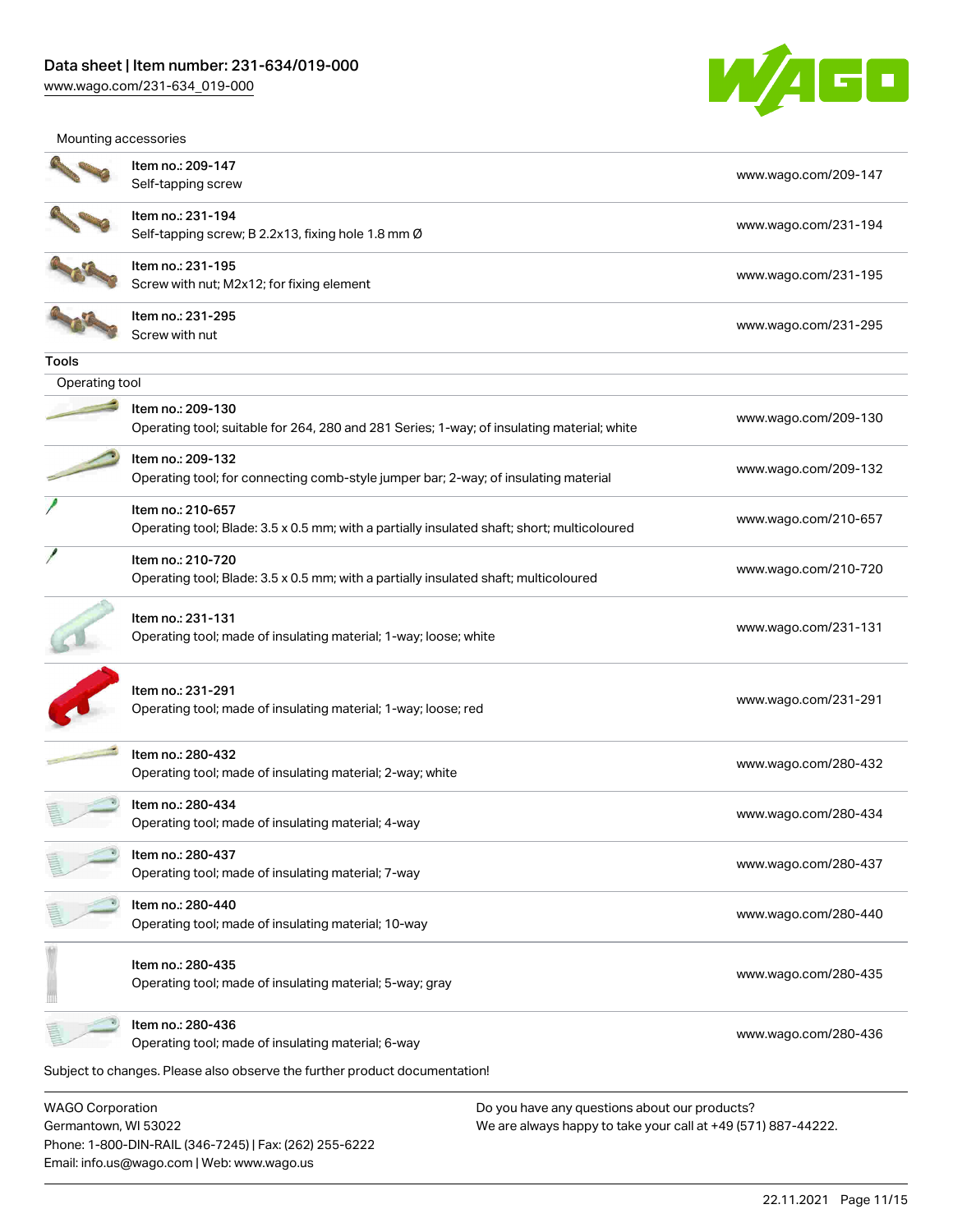Mounting accessories

| | | |
|---|---|---|
| | Item no.: 209-147<br>Self-tapping screw | www.wago.com/209-147 |
| | Item no.: 231-194<br>Self-tapping screw; B 2.2x13, fixing hole 1.8 mm Ø | www.wago.com/231-194 |
| | Item no.: 231-195<br>Screw with nut; M2x12; for fixing element | www.wago.com/231-195 |
| | Item no.: 231-295<br>Screw with nut | www.wago.com/231-295 |

**Tools**

Operating tool

| | | |
|---|---|---|
| | Item no.: 209-130<br>Operating tool; suitable for 264, 280 and 281 Series; 1-way; of insulating material; white | www.wago.com/209-130 |
| | Item no.: 209-132<br>Operating tool; for connecting comb-style jumper bar; 2-way; of insulating material | www.wago.com/209-132 |
| | Item no.: 210-657<br>Operating tool; Blade: 3.5 x 0.5 mm; with a partially insulated shaft; short; multicoloured | www.wago.com/210-657 |
| | Item no.: 210-720<br>Operating tool; Blade: 3.5 x 0.5 mm; with a partially insulated shaft; multicoloured | www.wago.com/210-720 |
| | Item no.: 231-131<br>Operating tool; made of insulating material; 1-way; loose; white | www.wago.com/231-131 |
| | Item no.: 231-291<br>Operating tool; made of insulating material; 1-way; loose; red | www.wago.com/231-291 |
| | Item no.: 280-432<br>Operating tool; made of insulating material; 2-way; white | www.wago.com/280-432 |
| | Item no.: 280-434<br>Operating tool; made of insulating material; 4-way | www.wago.com/280-434 |
| | Item no.: 280-437<br>Operating tool; made of insulating material; 7-way | www.wago.com/280-437 |
| | Item no.: 280-440<br>Operating tool; made of insulating material; 10-way | www.wago.com/280-440 |
| | Item no.: 280-435<br>Operating tool; made of insulating material; 5-way; gray | www.wago.com/280-435 |
| | Item no.: 280-436<br>Operating tool; made of insulating material; 6-way | www.wago.com/280-436 |

Subject to changes. Please also observe the further product documentation!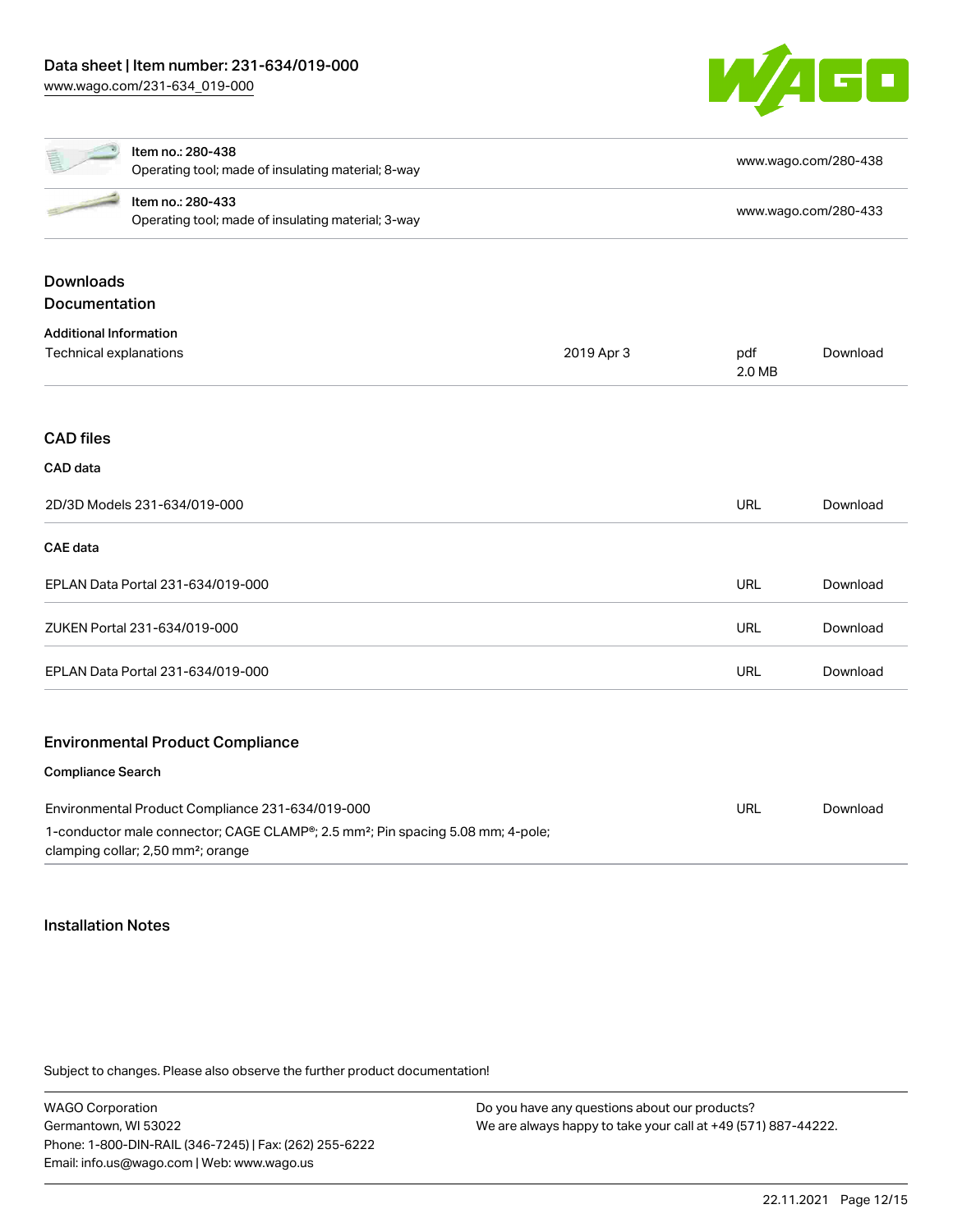| Item | Description | Link |
| --- | --- | --- |
| Item no.: 280-438 | Operating tool; made of insulating material; 8-way | www.wago.com/280-438 |
| Item no.: 280-433 | Operating tool; made of insulating material; 3-way | www.wago.com/280-433 |

## Downloads

## Documentation

### Additional Information

| | | | |
| --- | --- | --- | --- |
| Technical explanations | 2019 Apr 3 | pdf 2.0 MB | Download |

## CAD files

### CAD data

| | | |
| --- | --- | --- |
| 2D/3D Models 231-634/019-000 | URL | Download |

### CAE data

| | | |
| --- | --- | --- |
| EPLAN Data Portal 231-634/019-000 | URL | Download |
| ZUKEN Portal 231-634/019-000 | URL | Download |
| EPLAN Data Portal 231-634/019-000 | URL | Download |

## Environmental Product Compliance

### Compliance Search

| | | |
| --- | --- | --- |
| Environmental Product Compliance 231-634/019-000<br>1-conductor male connector; CAGE CLAMP®; 2.5 mm²; Pin spacing 5.08 mm; 4-pole; clamping collar; 2,50 mm²; orange | URL | Download |

## Installation Notes

Subject to changes. Please also observe the further product documentation!

WAGO Corporation
Germantown, WI 53022
Phone: 1-800-DIN-RAIL (346-7245) | Fax: (262) 255-6222
Email: info.us@wago.com | Web: www.wago.us

Do you have any questions about our products?
We are always happy to take your call at +49 (571) 887-44222.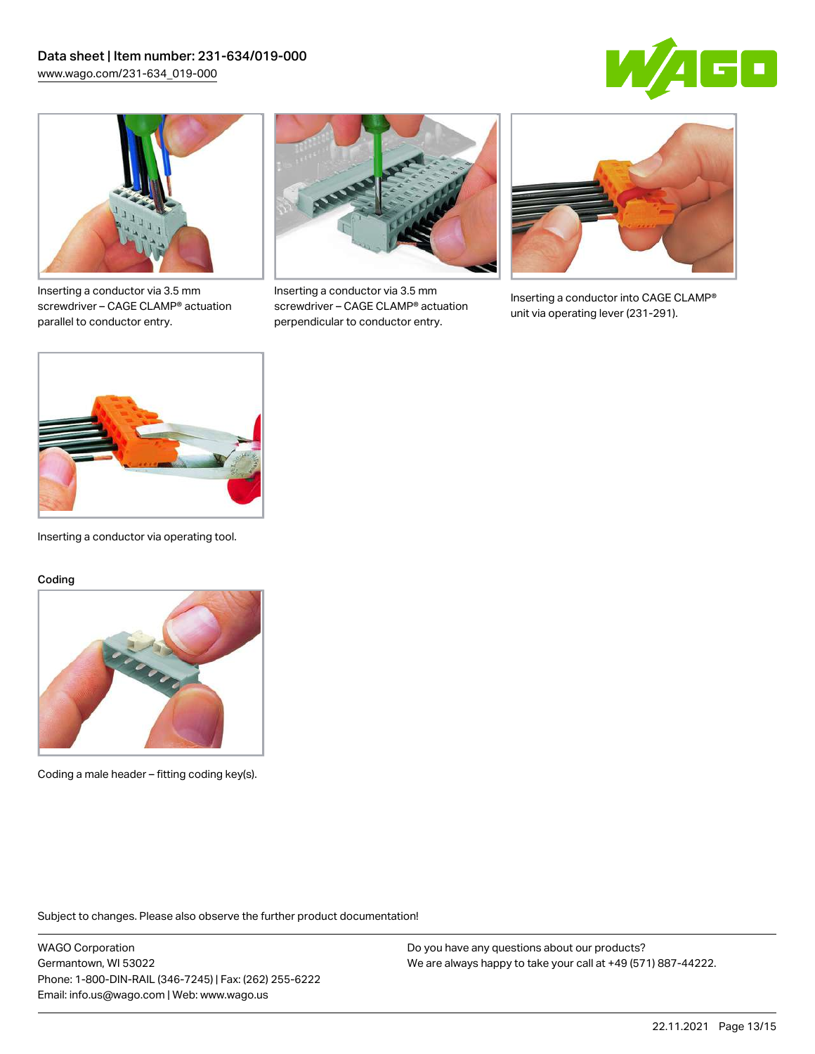Inserting a conductor via 3.5 mm screwdriver – CAGE CLAMP® actuation parallel to conductor entry.

Inserting a conductor via 3.5 mm screwdriver – CAGE CLAMP® actuation perpendicular to conductor entry.

Inserting a conductor into CAGE CLAMP® unit via operating lever (231-291).

Inserting a conductor via operating tool.

### Coding

Coding a male header – fitting coding key(s).

Subject to changes. Please also observe the further product documentation!

WAGO Corporation
Germantown, WI 53022
Phone: 1-800-DIN-RAIL (346-7245) | Fax: (262) 255-6222
Email: info.us@wago.com | Web: www.wago.us

Do you have any questions about our products?
We are always happy to take your call at +49 (571) 887-44222.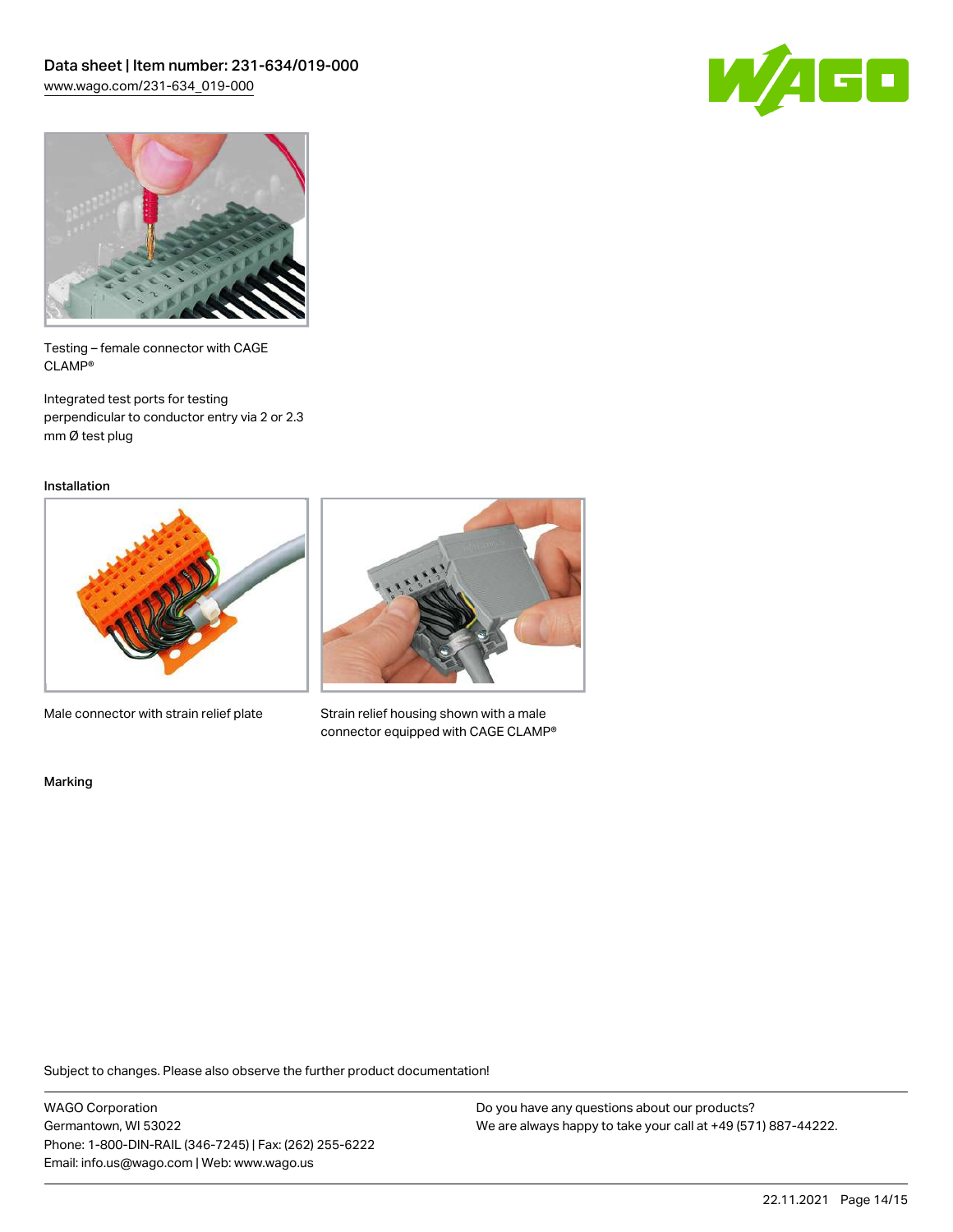Testing – female connector with CAGE CLAMP®

Integrated test ports for testing perpendicular to conductor entry via 2 or 2.3 mm Ø test plug

Installation

Male connector with strain relief plate

Strain relief housing shown with a male connector equipped with CAGE CLAMP®

Marking

Subject to changes. Please also observe the further product documentation!

WAGO Corporation
Germantown, WI 53022
Phone: 1-800-DIN-RAIL (346-7245) | Fax: (262) 255-6222
Email: info.us@wago.com | Web: www.wago.us

Do you have any questions about our products?
We are always happy to take your call at +49 (571) 887-44222.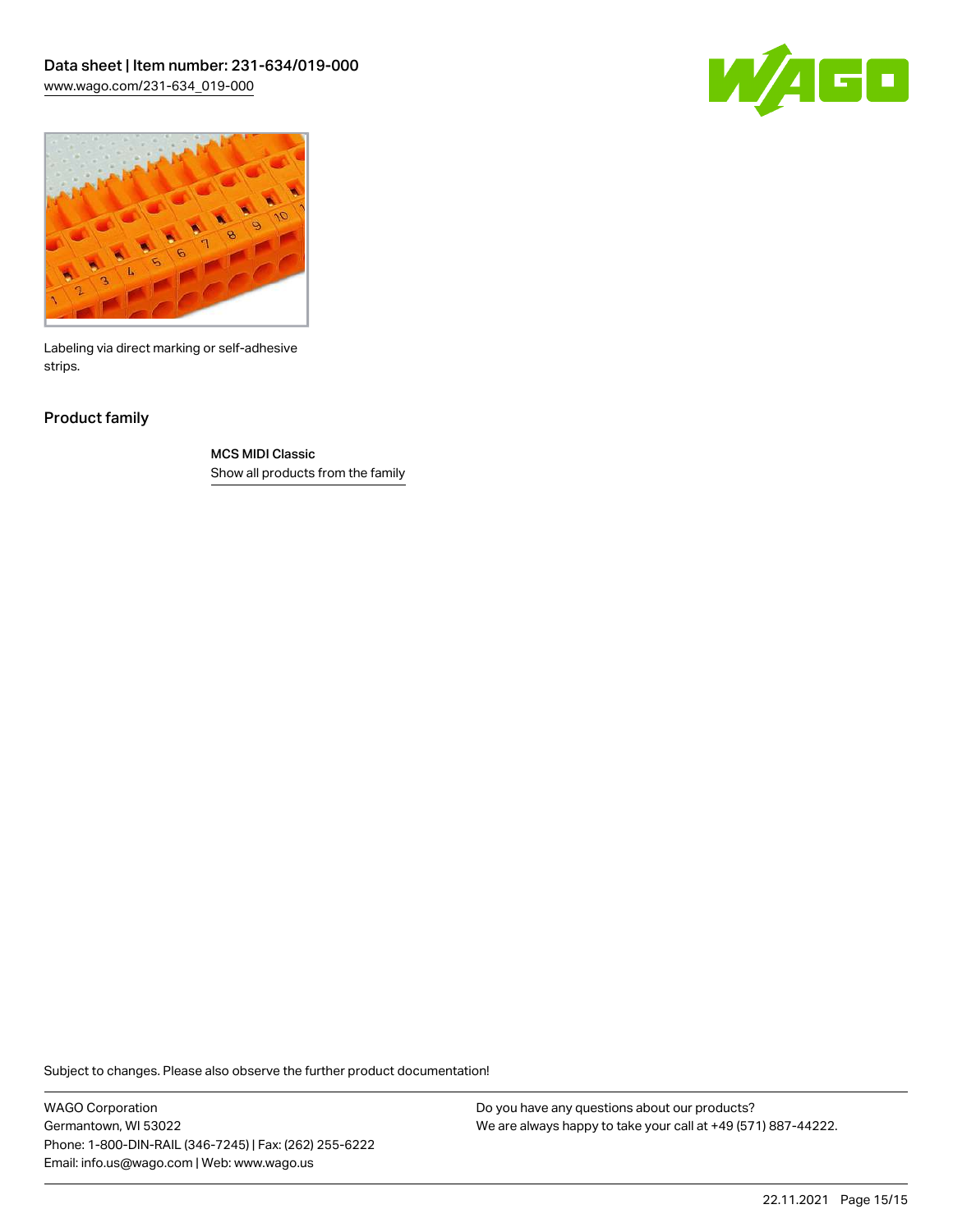Labeling via direct marking or self-adhesive strips.

## Product family

MCS MIDI Classic
Show all products from the family